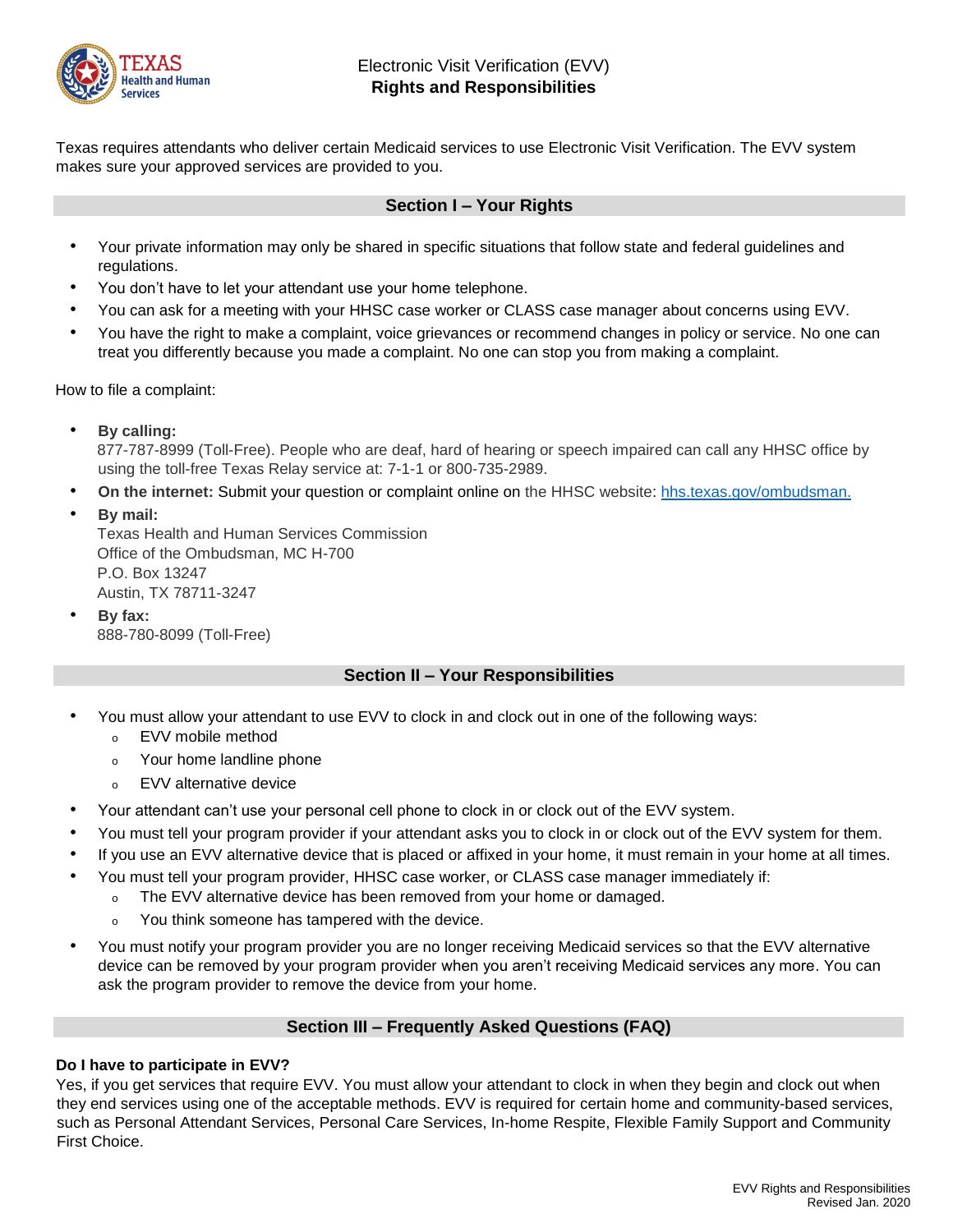Texas Health and Human Services

# Electronic Visit Verification (EVV) **Rights and Responsibilities**

Texas requires attendants who deliver certain Medicaid services to use Electronic Visit Verification. The EVV system makes sure your approved services are provided to you.

## Section I – Your Rights

- Your private information may only be shared in specific situations that follow state and federal guidelines and regulations.
- You don't have to let your attendant use your home telephone.
- You can ask for a meeting with your HHSC case worker or CLASS case manager about concerns using EVV.
- You have the right to make a complaint, voice grievances or recommend changes in policy or service. No one can treat you differently because you made a complaint. No one can stop you from making a complaint.

How to file a complaint:

- **By calling:**
  877-787-8999 (Toll-Free). People who are deaf, hard of hearing or speech impaired can call any HHSC office by using the toll-free Texas Relay service at: 7-1-1 or 800-735-2989.
- **On the internet:** Submit your question or complaint online on the HHSC website: hhs.texas.gov/ombudsman.
- **By mail:**
  Texas Health and Human Services Commission
  Office of the Ombudsman, MC H-700
  P.O. Box 13247
  Austin, TX 78711-3247
- **By fax:**
  888-780-8099 (Toll-Free)

## Section II – Your Responsibilities

- You must allow your attendant to use EVV to clock in and clock out in one of the following ways:
  - EVV mobile method
  - Your home landline phone
  - EVV alternative device
- Your attendant can't use your personal cell phone to clock in or clock out of the EVV system.
- You must tell your program provider if your attendant asks you to clock in or clock out of the EVV system for them.
- If you use an EVV alternative device that is placed or affixed in your home, it must remain in your home at all times.
- You must tell your program provider, HHSC case worker, or CLASS case manager immediately if:
  - The EVV alternative device has been removed from your home or damaged.
  - You think someone has tampered with the device.
- You must notify your program provider you are no longer receiving Medicaid services so that the EVV alternative device can be removed by your program provider when you aren't receiving Medicaid services any more. You can ask the program provider to remove the device from your home.

## Section III – Frequently Asked Questions (FAQ)

**Do I have to participate in EVV?**
Yes, if you get services that require EVV. You must allow your attendant to clock in when they begin and clock out when they end services using one of the acceptable methods. EVV is required for certain home and community-based services, such as Personal Attendant Services, Personal Care Services, In-home Respite, Flexible Family Support and Community First Choice.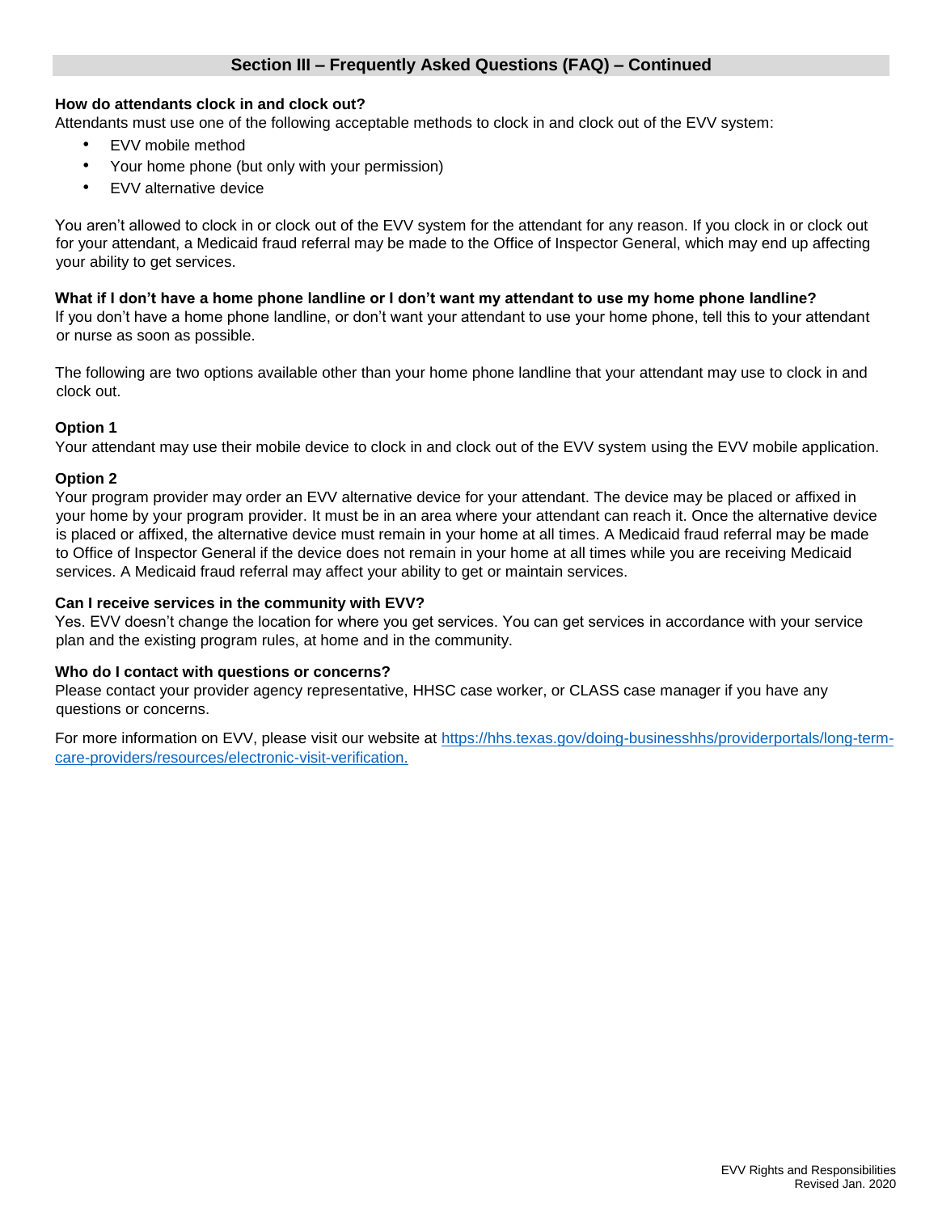## Section III – Frequently Asked Questions (FAQ) – Continued

**How do attendants clock in and clock out?**

Attendants must use one of the following acceptable methods to clock in and clock out of the EVV system:

- EVV mobile method
- Your home phone (but only with your permission)
- EVV alternative device

You aren't allowed to clock in or clock out of the EVV system for the attendant for any reason. If you clock in or clock out for your attendant, a Medicaid fraud referral may be made to the Office of Inspector General, which may end up affecting your ability to get services.

**What if I don't have a home phone landline or I don't want my attendant to use my home phone landline?**

If you don't have a home phone landline, or don't want your attendant to use your home phone, tell this to your attendant or nurse as soon as possible.

The following are two options available other than your home phone landline that your attendant may use to clock in and clock out.

**Option 1**

Your attendant may use their mobile device to clock in and clock out of the EVV system using the EVV mobile application.

**Option 2**

Your program provider may order an EVV alternative device for your attendant. The device may be placed or affixed in your home by your program provider. It must be in an area where your attendant can reach it. Once the alternative device is placed or affixed, the alternative device must remain in your home at all times. A Medicaid fraud referral may be made to Office of Inspector General if the device does not remain in your home at all times while you are receiving Medicaid services. A Medicaid fraud referral may affect your ability to get or maintain services.

**Can I receive services in the community with EVV?**

Yes. EVV doesn't change the location for where you get services. You can get services in accordance with your service plan and the existing program rules, at home and in the community.

**Who do I contact with questions or concerns?**

Please contact your provider agency representative, HHSC case worker, or CLASS case manager if you have any questions or concerns.

For more information on EVV, please visit our website at [https://hhs.texas.gov/doing-businesshhs/providerportals/long-term-care-providers/resources/electronic-visit-verification.](https://hhs.texas.gov/doing-businesshhs/providerportals/long-term-care-providers/resources/electronic-visit-verification)

EVV Rights and Responsibilities
Revised Jan. 2020